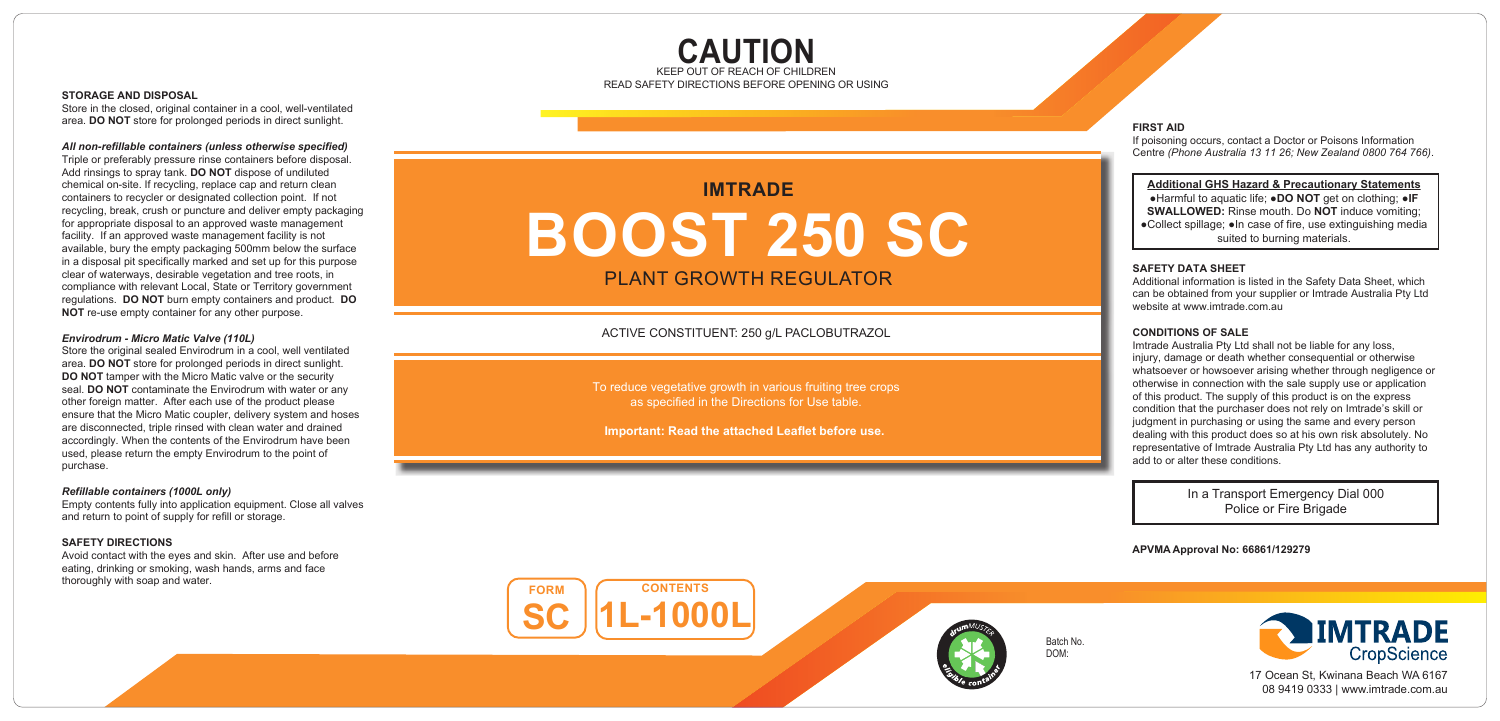# CAUTION

KEEP OUT OF REACH OF CHILDREN
READ SAFETY DIRECTIONS BEFORE OPENING OR USING

## IMTRADE

# BOOST 250 SC

## PLANT GROWTH REGULATOR

ACTIVE CONSTITUENT: 250 g/L PACLOBUTRAZOL

To reduce vegetative growth in various fruiting tree crops as specified in the Directions for Use table.

**Important: Read the attached Leaflet before use.**

FORM **SC** CONTENTS **1L-1000L**

### STORAGE AND DISPOSAL

Store in the closed, original container in a cool, well-ventilated area. **DO NOT** store for prolonged periods in direct sunlight.

***All non-refillable containers (unless otherwise specified)***

Triple or preferably pressure rinse containers before disposal. Add rinsings to spray tank. **DO NOT** dispose of undiluted chemical on-site. If recycling, replace cap and return clean containers to recycler or designated collection point. If not recycling, break, crush or puncture and deliver empty packaging for appropriate disposal to an approved waste management facility. If an approved waste management facility is not available, bury the empty packaging 500mm below the surface in a disposal pit specifically marked and set up for this purpose clear of waterways, desirable vegetation and tree roots, in compliance with relevant Local, State or Territory government regulations. **DO NOT** burn empty containers and product. **DO NOT** re-use empty container for any other purpose.

***Envirodrum - Micro Matic Valve (110L)***

Store the original sealed Envirodrum in a cool, well ventilated area. **DO NOT** store for prolonged periods in direct sunlight. **DO NOT** tamper with the Micro Matic valve or the security seal. **DO NOT** contaminate the Envirodrum with water or any other foreign matter. After each use of the product please ensure that the Micro Matic coupler, delivery system and hoses are disconnected, triple rinsed with clean water and drained accordingly. When the contents of the Envirodrum have been used, please return the empty Envirodrum to the point of purchase.

***Refillable containers (1000L only)***

Empty contents fully into application equipment. Close all valves and return to point of supply for refill or storage.

### SAFETY DIRECTIONS

Avoid contact with the eyes and skin. After use and before eating, drinking or smoking, wash hands, arms and face thoroughly with soap and water.

### FIRST AID

If poisoning occurs, contact a Doctor or Poisons Information Centre *(Phone Australia 13 11 26; New Zealand 0800 764 766)*.

**Additional GHS Hazard & Precautionary Statements**

●Harmful to aquatic life; ●**DO NOT** get on clothing; ●**IF SWALLOWED:** Rinse mouth. Do **NOT** induce vomiting; ●Collect spillage; ●In case of fire, use extinguishing media suited to burning materials.

### SAFETY DATA SHEET

Additional information is listed in the Safety Data Sheet, which can be obtained from your supplier or Imtrade Australia Pty Ltd website at www.imtrade.com.au

### CONDITIONS OF SALE

Imtrade Australia Pty Ltd shall not be liable for any loss, injury, damage or death whether consequential or otherwise whatsoever or howsoever arising whether through negligence or otherwise in connection with the sale supply use or application of this product. The supply of this product is on the express condition that the purchaser does not rely on Imtrade's skill or judgment in purchasing or using the same and every person dealing with this product does so at his own risk absolutely. No representative of Imtrade Australia Pty Ltd has any authority to add to or alter these conditions.

In a Transport Emergency Dial 000
Police or Fire Brigade

**APVMA Approval No: 66861/129279**

drumMUSTER eligible container

Batch No.
DOM:

IMTRADE CropScience
17 Ocean St, Kwinana Beach WA 6167
08 9419 0333 | www.imtrade.com.au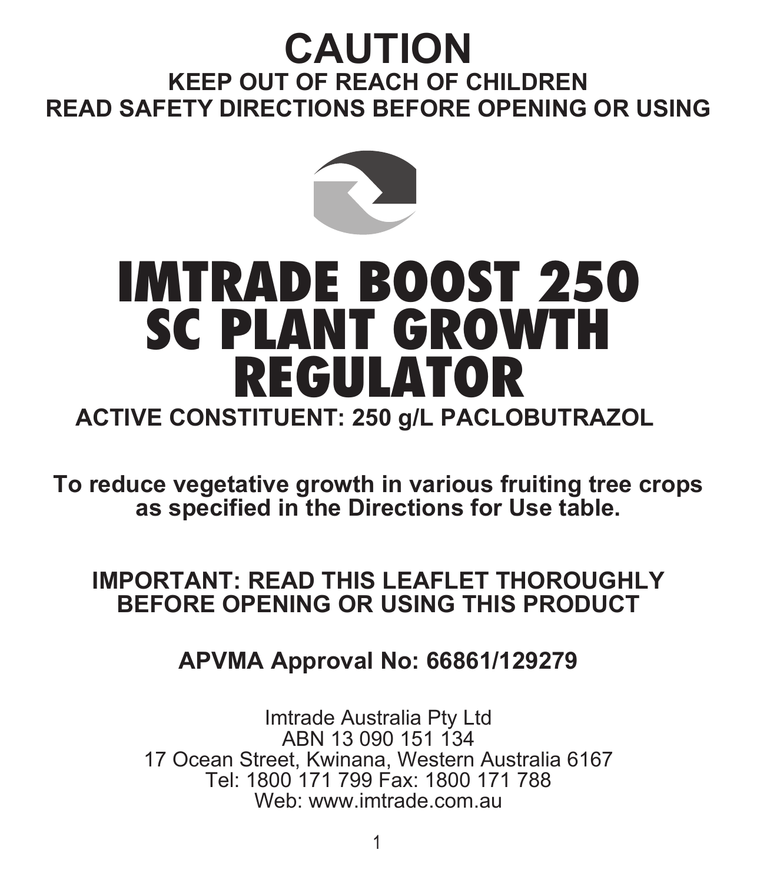# CAUTION

**KEEP OUT OF REACH OF CHILDREN**

**READ SAFETY DIRECTIONS BEFORE OPENING OR USING**

# IMTRADE BOOST 250 SC PLANT GROWTH REGULATOR

**ACTIVE CONSTITUENT: 250 g/L PACLOBUTRAZOL**

**To reduce vegetative growth in various fruiting tree crops as specified in the Directions for Use table.**

**IMPORTANT: READ THIS LEAFLET THOROUGHLY BEFORE OPENING OR USING THIS PRODUCT**

**APVMA Approval No: 66861/129279**

Imtrade Australia Pty Ltd
ABN 13 090 151 134
17 Ocean Street, Kwinana, Western Australia 6167
Tel: 1800 171 799 Fax: 1800 171 788
Web: www.imtrade.com.au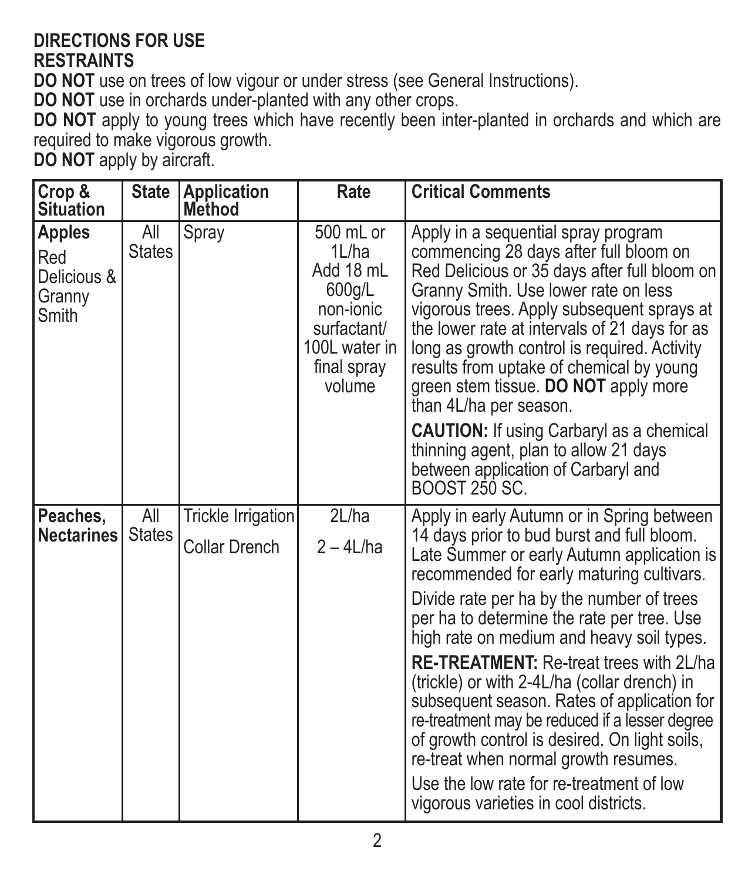## DIRECTIONS FOR USE

### RESTRAINTS

**DO NOT** use on trees of low vigour or under stress (see General Instructions).

**DO NOT** use in orchards under-planted with any other crops.

**DO NOT** apply to young trees which have recently been inter-planted in orchards and which are required to make vigorous growth.

**DO NOT** apply by aircraft.

| Crop & Situation | State | Application Method | Rate | Critical Comments |
|---|---|---|---|---|
| **Apples** Red Delicious & Granny Smith | All States | Spray | 500 mL or 1L/ha Add 18 mL 600g/L non-ionic surfactant/ 100L water in final spray volume | Apply in a sequential spray program commencing 28 days after full bloom on Red Delicious or 35 days after full bloom on Granny Smith. Use lower rate on less vigorous trees. Apply subsequent sprays at the lower rate at intervals of 21 days for as long as growth control is required. Activity results from uptake of chemical by young green stem tissue. **DO NOT** apply more than 4L/ha per season.<br><br>**CAUTION:** If using Carbaryl as a chemical thinning agent, plan to allow 21 days between application of Carbaryl and BOOST 250 SC. |
| **Peaches, Nectarines** | All States | Trickle Irrigation<br><br>Collar Drench | 2L/ha<br><br>2 – 4L/ha | Apply in early Autumn or in Spring between 14 days prior to bud burst and full bloom. Late Summer or early Autumn application is recommended for early maturing cultivars.<br><br>Divide rate per ha by the number of trees per ha to determine the rate per tree. Use high rate on medium and heavy soil types.<br><br>**RE-TREATMENT:** Re-treat trees with 2L/ha (trickle) or with 2-4L/ha (collar drench) in subsequent season. Rates of application for re-treatment may be reduced if a lesser degree of growth control is desired. On light soils, re-treat when normal growth resumes.<br><br>Use the low rate for re-treatment of low vigorous varieties in cool districts. |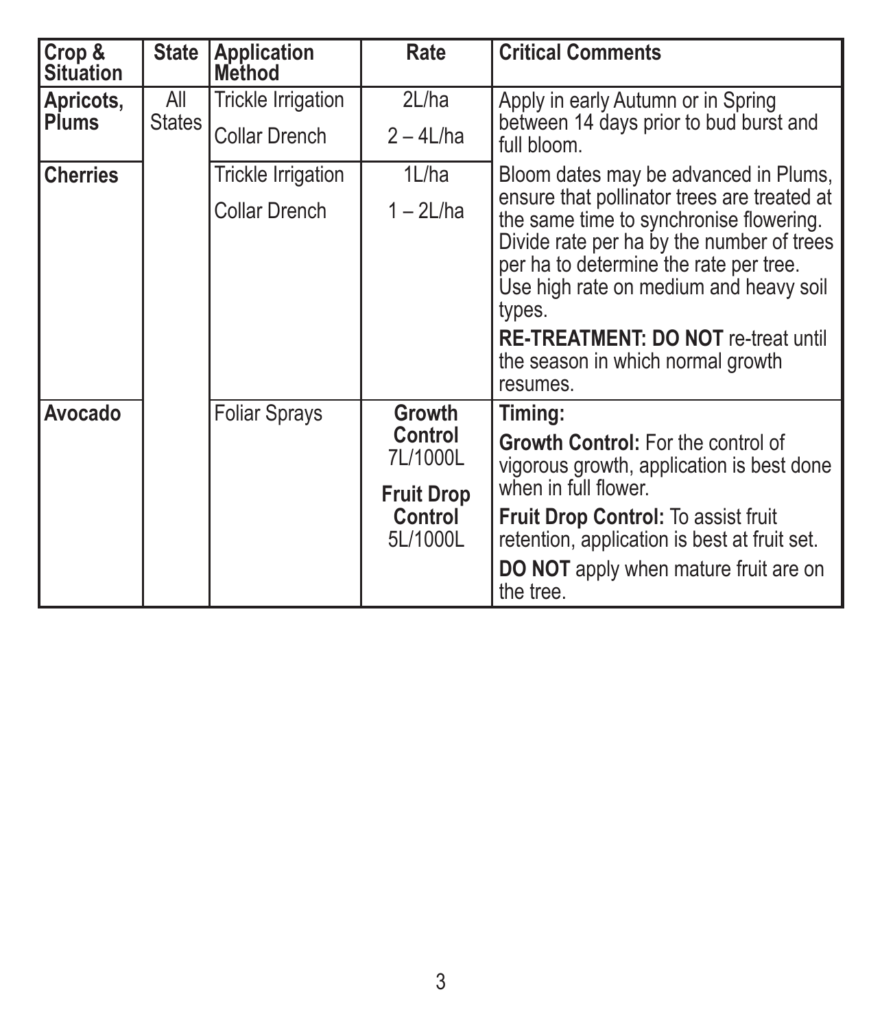| Crop & Situation | State | Application Method | Rate | Critical Comments |
| --- | --- | --- | --- | --- |
| **Apricots, Plums** | All States | Trickle Irrigation<br>Collar Drench | 2L/ha<br>2 – 4L/ha | Apply in early Autumn or in Spring between 14 days prior to bud burst and full bloom. |
| **Cherries** | | Trickle Irrigation<br>Collar Drench | 1L/ha<br>1 – 2L/ha | Bloom dates may be advanced in Plums, ensure that pollinator trees are treated at the same time to synchronise flowering. Divide rate per ha by the number of trees per ha to determine the rate per tree. Use high rate on medium and heavy soil types.<br>**RE-TREATMENT: DO NOT** re-treat until the season in which normal growth resumes. |
| **Avocado** | | Foliar Sprays | **Growth Control** 7L/1000L<br>**Fruit Drop Control** 5L/1000L | **Timing:**<br>**Growth Control:** For the control of vigorous growth, application is best done when in full flower.<br>**Fruit Drop Control:** To assist fruit retention, application is best at fruit set.<br>**DO NOT** apply when mature fruit are on the tree. |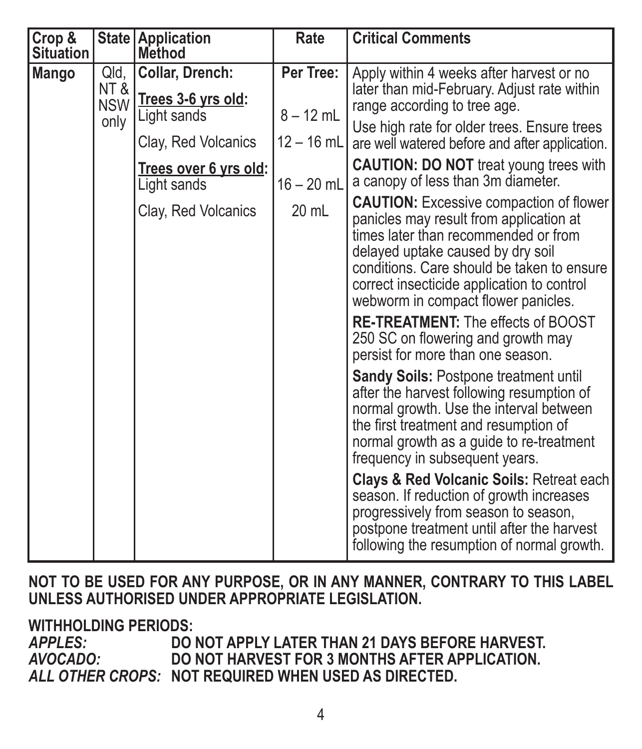| Crop & Situation | State | Application Method | Rate | Critical Comments |
|---|---|---|---|---|
| **Mango** | Qld, NT & NSW only | **Collar, Drench:** | **Per Tree:** | Apply within 4 weeks after harvest or no later than mid-February. Adjust rate within range according to tree age. Use high rate for older trees. Ensure trees are well watered before and after application. **CAUTION: DO NOT** treat young trees with a canopy of less than 3m diameter. **CAUTION:** Excessive compaction of flower panicles may result from application at times later than recommended or from delayed uptake caused by dry soil conditions. Care should be taken to ensure correct insecticide application to control webworm in compact flower panicles. **RE-TREATMENT:** The effects of BOOST 250 SC on flowering and growth may persist for more than one season. **Sandy Soils:** Postpone treatment until after the harvest following resumption of normal growth. Use the interval between the first treatment and resumption of normal growth as a guide to re-treatment frequency in subsequent years. **Clays & Red Volcanic Soils:** Retreat each season. If reduction of growth increases progressively from season to season, postpone treatment until after the harvest following the resumption of normal growth. |
| | | **Trees 3-6 yrs old:** Light sands | 8 – 12 mL | |
| | | Clay, Red Volcanics | 12 – 16 mL | |
| | | **Trees over 6 yrs old:** Light sands | 16 – 20 mL | |
| | | Clay, Red Volcanics | 20 mL | |

**NOT TO BE USED FOR ANY PURPOSE, OR IN ANY MANNER, CONTRARY TO THIS LABEL UNLESS AUTHORISED UNDER APPROPRIATE LEGISLATION.**

**WITHHOLDING PERIODS:**

***APPLES:*** **DO NOT APPLY LATER THAN 21 DAYS BEFORE HARVEST.**

***AVOCADO:*** **DO NOT HARVEST FOR 3 MONTHS AFTER APPLICATION.**

***ALL OTHER CROPS:*** **NOT REQUIRED WHEN USED AS DIRECTED.**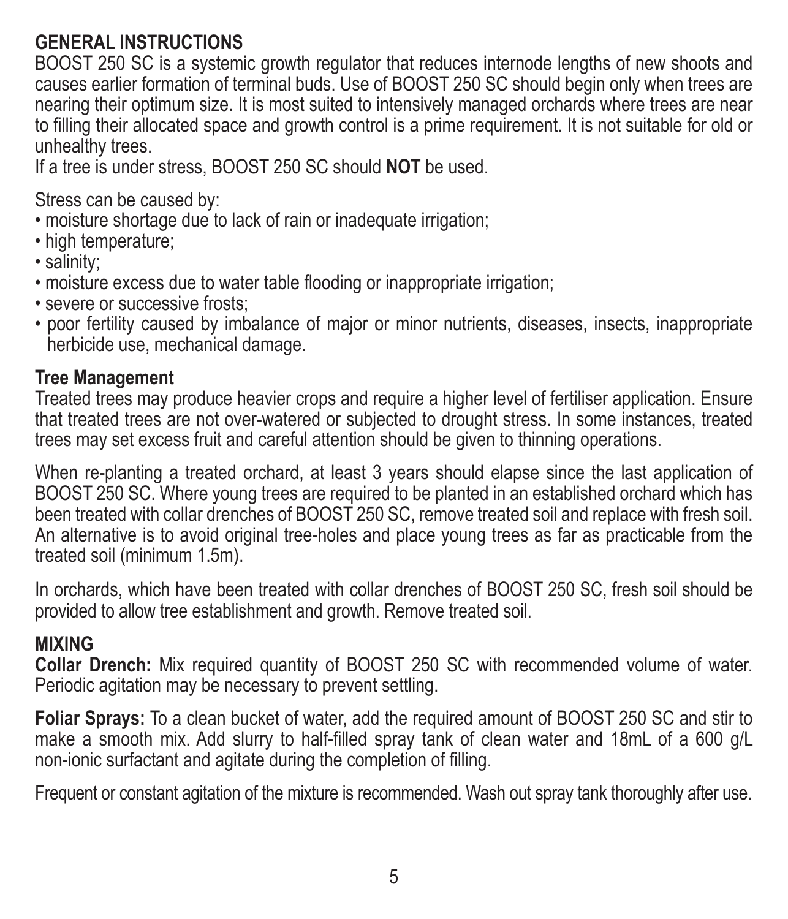## GENERAL INSTRUCTIONS

BOOST 250 SC is a systemic growth regulator that reduces internode lengths of new shoots and causes earlier formation of terminal buds. Use of BOOST 250 SC should begin only when trees are nearing their optimum size. It is most suited to intensively managed orchards where trees are near to filling their allocated space and growth control is a prime requirement. It is not suitable for old or unhealthy trees.

If a tree is under stress, BOOST 250 SC should **NOT** be used.

Stress can be caused by:

- moisture shortage due to lack of rain or inadequate irrigation;
- high temperature;
- salinity;
- moisture excess due to water table flooding or inappropriate irrigation;
- severe or successive frosts;
- poor fertility caused by imbalance of major or minor nutrients, diseases, insects, inappropriate herbicide use, mechanical damage.

### Tree Management

Treated trees may produce heavier crops and require a higher level of fertiliser application. Ensure that treated trees are not over-watered or subjected to drought stress. In some instances, treated trees may set excess fruit and careful attention should be given to thinning operations.

When re-planting a treated orchard, at least 3 years should elapse since the last application of BOOST 250 SC. Where young trees are required to be planted in an established orchard which has been treated with collar drenches of BOOST 250 SC, remove treated soil and replace with fresh soil. An alternative is to avoid original tree-holes and place young trees as far as practicable from the treated soil (minimum 1.5m).

In orchards, which have been treated with collar drenches of BOOST 250 SC, fresh soil should be provided to allow tree establishment and growth. Remove treated soil.

## MIXING

**Collar Drench:** Mix required quantity of BOOST 250 SC with recommended volume of water. Periodic agitation may be necessary to prevent settling.

**Foliar Sprays:** To a clean bucket of water, add the required amount of BOOST 250 SC and stir to make a smooth mix. Add slurry to half-filled spray tank of clean water and 18mL of a 600 g/L non-ionic surfactant and agitate during the completion of filling.

Frequent or constant agitation of the mixture is recommended. Wash out spray tank thoroughly after use.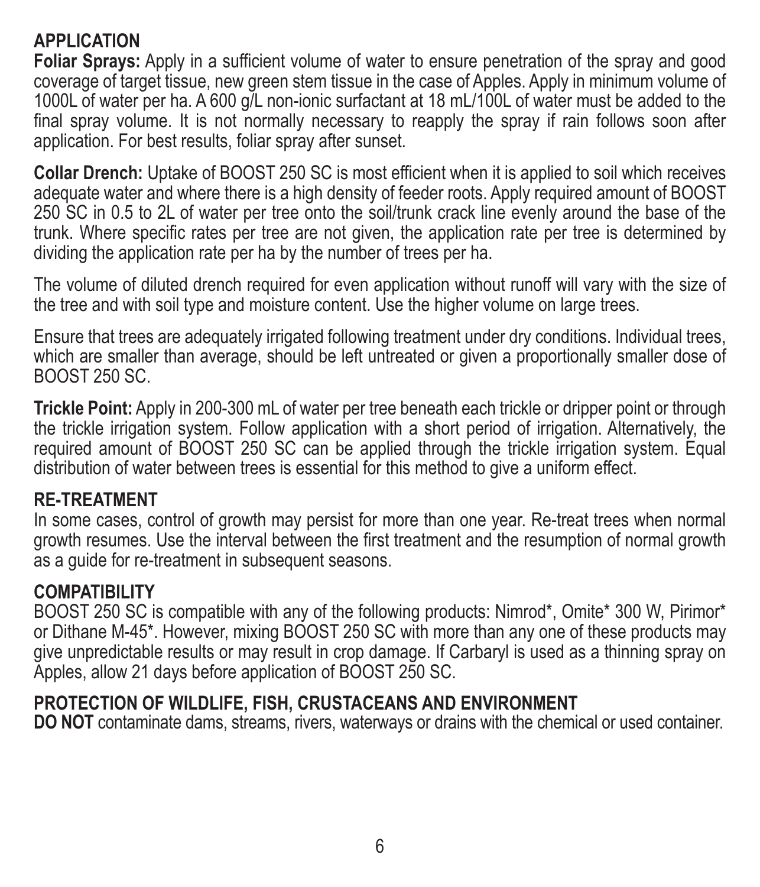## APPLICATION

**Foliar Sprays:** Apply in a sufficient volume of water to ensure penetration of the spray and good coverage of target tissue, new green stem tissue in the case of Apples. Apply in minimum volume of 1000L of water per ha. A 600 g/L non-ionic surfactant at 18 mL/100L of water must be added to the final spray volume. It is not normally necessary to reapply the spray if rain follows soon after application. For best results, foliar spray after sunset.

**Collar Drench:** Uptake of BOOST 250 SC is most efficient when it is applied to soil which receives adequate water and where there is a high density of feeder roots. Apply required amount of BOOST 250 SC in 0.5 to 2L of water per tree onto the soil/trunk crack line evenly around the base of the trunk. Where specific rates per tree are not given, the application rate per tree is determined by dividing the application rate per ha by the number of trees per ha.

The volume of diluted drench required for even application without runoff will vary with the size of the tree and with soil type and moisture content. Use the higher volume on large trees.

Ensure that trees are adequately irrigated following treatment under dry conditions. Individual trees, which are smaller than average, should be left untreated or given a proportionally smaller dose of BOOST 250 SC.

**Trickle Point:** Apply in 200-300 mL of water per tree beneath each trickle or dripper point or through the trickle irrigation system. Follow application with a short period of irrigation. Alternatively, the required amount of BOOST 250 SC can be applied through the trickle irrigation system. Equal distribution of water between trees is essential for this method to give a uniform effect.

## RE-TREATMENT

In some cases, control of growth may persist for more than one year. Re-treat trees when normal growth resumes. Use the interval between the first treatment and the resumption of normal growth as a guide for re-treatment in subsequent seasons.

## COMPATIBILITY

BOOST 250 SC is compatible with any of the following products: Nimrod*, Omite* 300 W, Pirimor* or Dithane M-45*. However, mixing BOOST 250 SC with more than any one of these products may give unpredictable results or may result in crop damage. If Carbaryl is used as a thinning spray on Apples, allow 21 days before application of BOOST 250 SC.

## PROTECTION OF WILDLIFE, FISH, CRUSTACEANS AND ENVIRONMENT

**DO NOT** contaminate dams, streams, rivers, waterways or drains with the chemical or used container.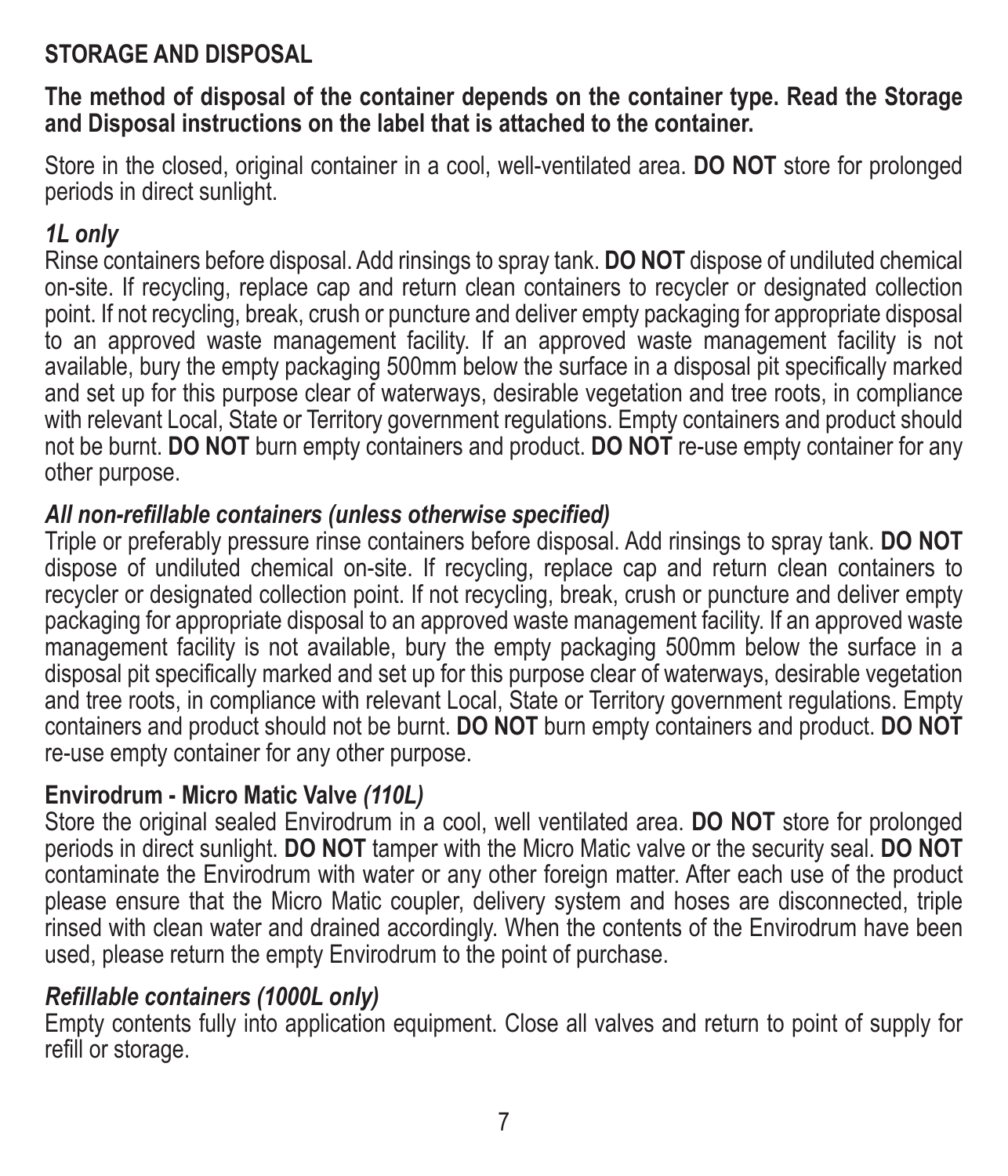## STORAGE AND DISPOSAL

**The method of disposal of the container depends on the container type. Read the Storage and Disposal instructions on the label that is attached to the container.**

Store in the closed, original container in a cool, well-ventilated area. **DO NOT** store for prolonged periods in direct sunlight.

***1L only***

Rinse containers before disposal. Add rinsings to spray tank. **DO NOT** dispose of undiluted chemical on-site. If recycling, replace cap and return clean containers to recycler or designated collection point. If not recycling, break, crush or puncture and deliver empty packaging for appropriate disposal to an approved waste management facility. If an approved waste management facility is not available, bury the empty packaging 500mm below the surface in a disposal pit specifically marked and set up for this purpose clear of waterways, desirable vegetation and tree roots, in compliance with relevant Local, State or Territory government regulations. Empty containers and product should not be burnt. **DO NOT** burn empty containers and product. **DO NOT** re-use empty container for any other purpose.

***All non-refillable containers (unless otherwise specified)***

Triple or preferably pressure rinse containers before disposal. Add rinsings to spray tank. **DO NOT** dispose of undiluted chemical on-site. If recycling, replace cap and return clean containers to recycler or designated collection point. If not recycling, break, crush or puncture and deliver empty packaging for appropriate disposal to an approved waste management facility. If an approved waste management facility is not available, bury the empty packaging 500mm below the surface in a disposal pit specifically marked and set up for this purpose clear of waterways, desirable vegetation and tree roots, in compliance with relevant Local, State or Territory government regulations. Empty containers and product should not be burnt. **DO NOT** burn empty containers and product. **DO NOT** re-use empty container for any other purpose.

**Envirodrum - Micro Matic Valve *(110L)***

Store the original sealed Envirodrum in a cool, well ventilated area. **DO NOT** store for prolonged periods in direct sunlight. **DO NOT** tamper with the Micro Matic valve or the security seal. **DO NOT** contaminate the Envirodrum with water or any other foreign matter. After each use of the product please ensure that the Micro Matic coupler, delivery system and hoses are disconnected, triple rinsed with clean water and drained accordingly. When the contents of the Envirodrum have been used, please return the empty Envirodrum to the point of purchase.

***Refillable containers (1000L only)***

Empty contents fully into application equipment. Close all valves and return to point of supply for refill or storage.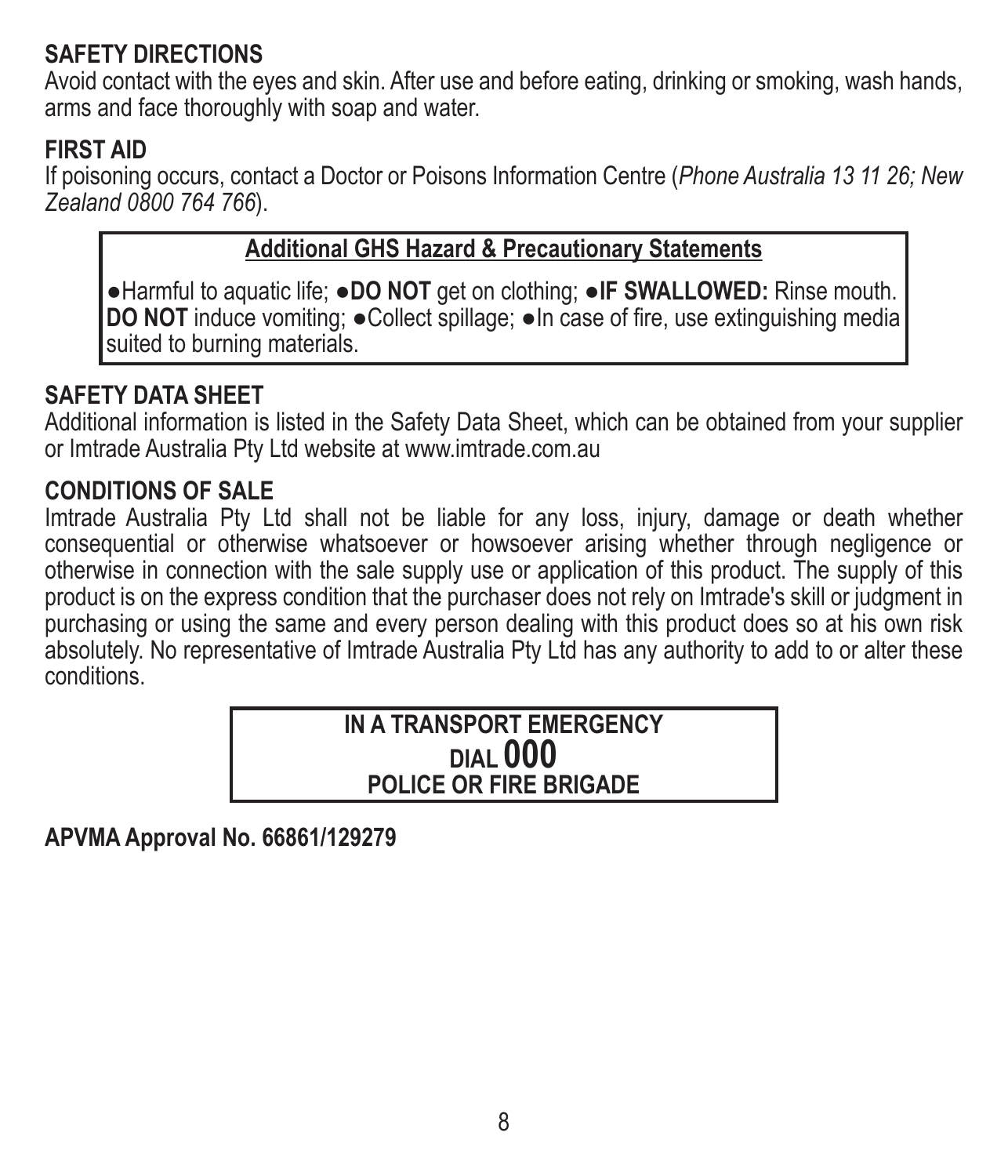## SAFETY DIRECTIONS

Avoid contact with the eyes and skin. After use and before eating, drinking or smoking, wash hands, arms and face thoroughly with soap and water.

## FIRST AID

If poisoning occurs, contact a Doctor or Poisons Information Centre (*Phone Australia 13 11 26; New Zealand 0800 764 766*).

**Additional GHS Hazard & Precautionary Statements**

●Harmful to aquatic life; ●**DO NOT** get on clothing; ●**IF SWALLOWED:** Rinse mouth. **DO NOT** induce vomiting; ●Collect spillage; ●In case of fire, use extinguishing media suited to burning materials.

## SAFETY DATA SHEET

Additional information is listed in the Safety Data Sheet, which can be obtained from your supplier or Imtrade Australia Pty Ltd website at www.imtrade.com.au

## CONDITIONS OF SALE

Imtrade Australia Pty Ltd shall not be liable for any loss, injury, damage or death whether consequential or otherwise whatsoever or howsoever arising whether through negligence or otherwise in connection with the sale supply use or application of this product. The supply of this product is on the express condition that the purchaser does not rely on Imtrade's skill or judgment in purchasing or using the same and every person dealing with this product does so at his own risk absolutely. No representative of Imtrade Australia Pty Ltd has any authority to add to or alter these conditions.

**IN A TRANSPORT EMERGENCY**
**DIAL 000**
**POLICE OR FIRE BRIGADE**

**APVMA Approval No. 66861/129279**